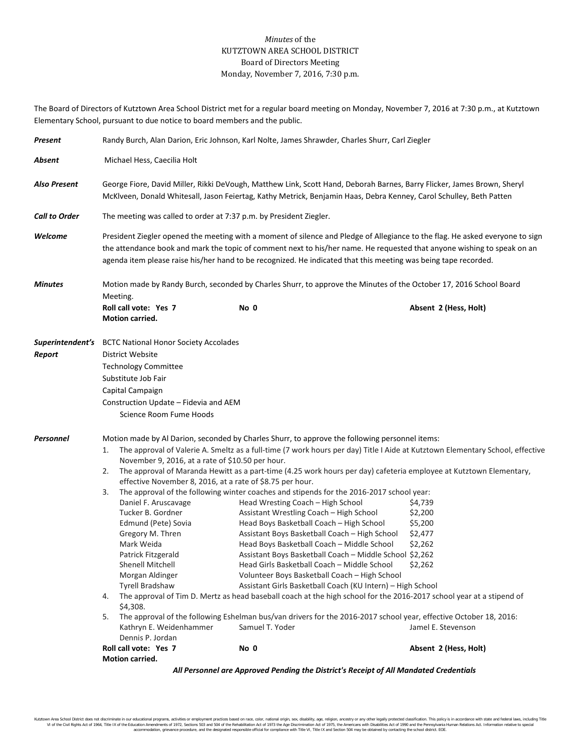*Minutes* of the
KUTZTOWN AREA SCHOOL DISTRICT
Board of Directors Meeting
Monday, November 7, 2016, 7:30 p.m.

The Board of Directors of Kutztown Area School District met for a regular board meeting on Monday, November 7, 2016 at 7:30 p.m., at Kutztown Elementary School, pursuant to due notice to board members and the public.

***Present*** Randy Burch, Alan Darion, Eric Johnson, Karl Nolte, James Shrawder, Charles Shurr, Carl Ziegler

***Absent*** Michael Hess, Caecilia Holt

***Also Present*** George Fiore, David Miller, Rikki DeVough, Matthew Link, Scott Hand, Deborah Barnes, Barry Flicker, James Brown, Sheryl McKlveen, Donald Whitesall, Jason Feiertag, Kathy Metrick, Benjamin Haas, Debra Kenney, Carol Schulley, Beth Patten

***Call to Order*** The meeting was called to order at 7:37 p.m. by President Ziegler.

***Welcome*** President Ziegler opened the meeting with a moment of silence and Pledge of Allegiance to the flag. He asked everyone to sign the attendance book and mark the topic of comment next to his/her name. He requested that anyone wishing to speak on an agenda item please raise his/her hand to be recognized. He indicated that this meeting was being tape recorded.

***Minutes*** Motion made by Randy Burch, seconded by Charles Shurr, to approve the Minutes of the October 17, 2016 School Board Meeting.

**Roll call vote: Yes 7** **No 0** **Absent 2 (Hess, Holt)**
**Motion carried.**

***Superintendent's Report***
- BCTC National Honor Society Accolades
- District Website
- Technology Committee
- Substitute Job Fair
- Capital Campaign
- Construction Update – Fidevia and AEM
  - Science Room Fume Hoods

***Personnel*** Motion made by Al Darion, seconded by Charles Shurr, to approve the following personnel items:

1. The approval of Valerie A. Smeltz as a full-time (7 work hours per day) Title I Aide at Kutztown Elementary School, effective November 9, 2016, at a rate of $10.50 per hour.
2. The approval of Maranda Hewitt as a part-time (4.25 work hours per day) cafeteria employee at Kutztown Elementary, effective November 8, 2016, at a rate of $8.75 per hour.
3. The approval of the following winter coaches and stipends for the 2016-2017 school year:

| | | |
|---|---|---|
| Daniel F. Aruscavage | Head Wresting Coach – High School | $4,739 |
| Tucker B. Gordner | Assistant Wrestling Coach – High School | $2,200 |
| Edmund (Pete) Sovia | Head Boys Basketball Coach – High School | $5,200 |
| Gregory M. Thren | Assistant Boys Basketball Coach – High School | $2,477 |
| Mark Weida | Head Boys Basketball Coach – Middle School | $2,262 |
| Patrick Fitzgerald | Assistant Boys Basketball Coach – Middle School | $2,262 |
| Shenell Mitchell | Head Girls Basketball Coach – Middle School | $2,262 |
| Morgan Aldinger | Volunteer Boys Basketball Coach – High School | |
| Tyrell Bradshaw | Assistant Girls Basketball Coach (KU Intern) – High School | |

4. The approval of Tim D. Mertz as head baseball coach at the high school for the 2016-2017 school year at a stipend of $4,308.
5. The approval of the following Eshelman bus/van drivers for the 2016-2017 school year, effective October 18, 2016:
   Kathryn E. Weidenhammer, Samuel T. Yoder, Jamel E. Stevenson, Dennis P. Jordan

**Roll call vote: Yes 7** **No 0** **Absent 2 (Hess, Holt)**
**Motion carried.**

***All Personnel are Approved Pending the District's Receipt of All Mandated Credentials***

Kutztown Area School District does not discriminate in our educational programs, activities or employment practices based on race, color, national origin, sex, disability, age, religion, ancestry or any other legally protected classification. This policy is in accordance with state and federal laws, including Title VI of the Civil Rights Act of 1964, Title IX of the Education Amendments of 1972, Sections 503 and 504 of the Rehabilitation Act of 1973 the Age Discrimination Act of 1975, the Americans with Disabilities Act of 1990 and the Pennsylvania Human Relations Act. Information relative to special accommodation, grievance procedure, and the designated responsible official for compliance with Title VI, Title IX and Section 504 may be obtained by contacting the school district. EOE.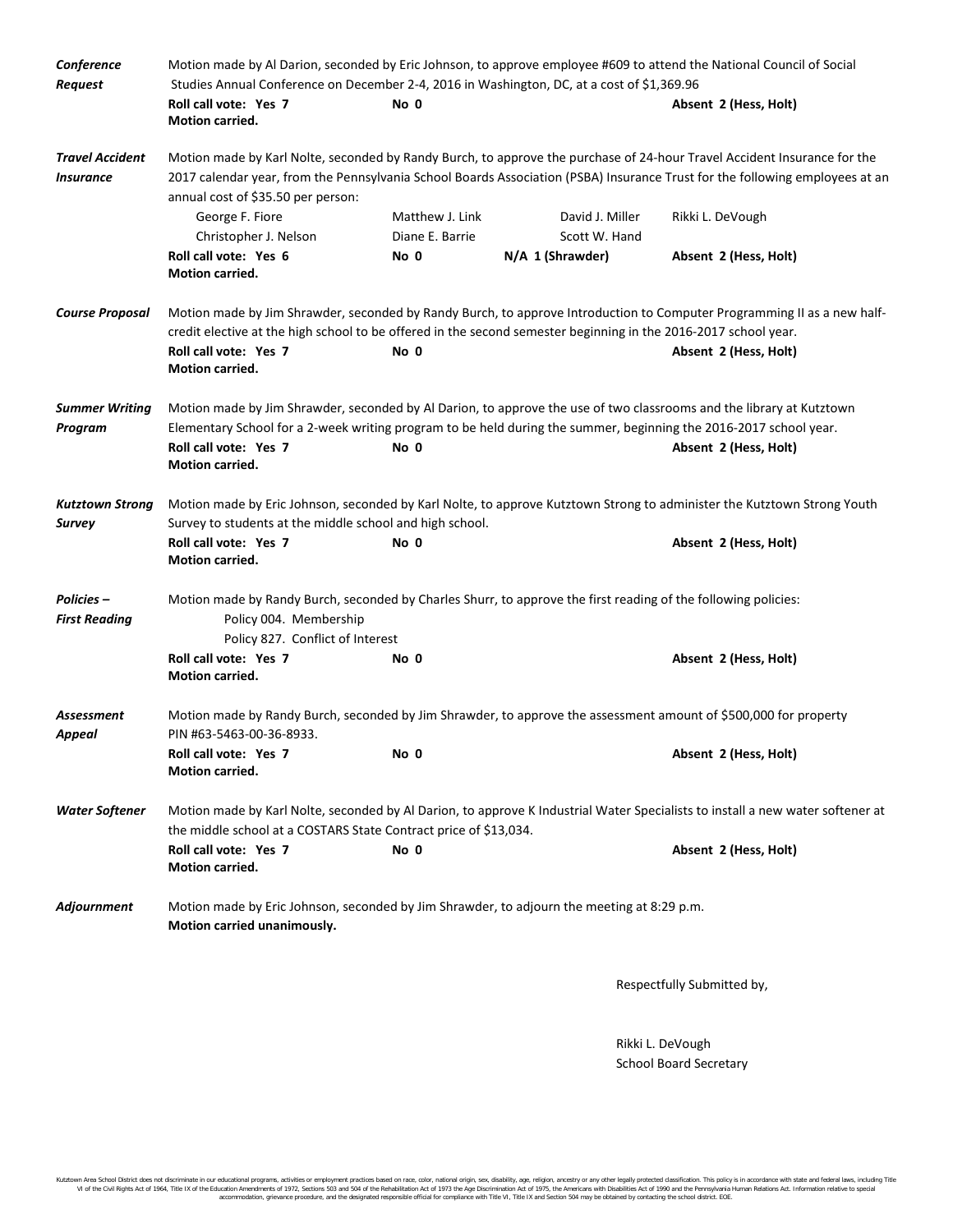**_Conference Request_**

Motion made by Al Darion, seconded by Eric Johnson, to approve employee #609 to attend the National Council of Social Studies Annual Conference on December 2-4, 2016 in Washington, DC, at a cost of $1,369.96

**Roll call vote: Yes 7** **No 0** **Absent 2 (Hess, Holt)**
**Motion carried.**

**_Travel Accident Insurance_**

Motion made by Karl Nolte, seconded by Randy Burch, to approve the purchase of 24-hour Travel Accident Insurance for the 2017 calendar year, from the Pennsylvania School Boards Association (PSBA) Insurance Trust for the following employees at an annual cost of $35.50 per person:

| | | | |
|---|---|---|---|
| George F. Fiore | Matthew J. Link | David J. Miller | Rikki L. DeVough |
| Christopher J. Nelson | Diane E. Barrie | Scott W. Hand | |

**Roll call vote: Yes 6** **No 0** **N/A 1 (Shrawder)** **Absent 2 (Hess, Holt)**
**Motion carried.**

**_Course Proposal_**

Motion made by Jim Shrawder, seconded by Randy Burch, to approve Introduction to Computer Programming II as a new half-credit elective at the high school to be offered in the second semester beginning in the 2016-2017 school year.

**Roll call vote: Yes 7** **No 0** **Absent 2 (Hess, Holt)**
**Motion carried.**

**_Summer Writing Program_**

Motion made by Jim Shrawder, seconded by Al Darion, to approve the use of two classrooms and the library at Kutztown Elementary School for a 2-week writing program to be held during the summer, beginning the 2016-2017 school year.

**Roll call vote: Yes 7** **No 0** **Absent 2 (Hess, Holt)**
**Motion carried.**

**_Kutztown Strong Survey_**

Motion made by Eric Johnson, seconded by Karl Nolte, to approve Kutztown Strong to administer the Kutztown Strong Youth Survey to students at the middle school and high school.

**Roll call vote: Yes 7** **No 0** **Absent 2 (Hess, Holt)**
**Motion carried.**

**_Policies – First Reading_**

Motion made by Randy Burch, seconded by Charles Shurr, to approve the first reading of the following policies:

Policy 004. Membership
Policy 827. Conflict of Interest

**Roll call vote: Yes 7** **No 0** **Absent 2 (Hess, Holt)**
**Motion carried.**

**_Assessment Appeal_**

Motion made by Randy Burch, seconded by Jim Shrawder, to approve the assessment amount of $500,000 for property PIN #63-5463-00-36-8933.

**Roll call vote: Yes 7** **No 0** **Absent 2 (Hess, Holt)**
**Motion carried.**

**_Water Softener_**

Motion made by Karl Nolte, seconded by Al Darion, to approve K Industrial Water Specialists to install a new water softener at the middle school at a COSTARS State Contract price of $13,034.

**Roll call vote: Yes 7** **No 0** **Absent 2 (Hess, Holt)**
**Motion carried.**

**_Adjournment_**

Motion made by Eric Johnson, seconded by Jim Shrawder, to adjourn the meeting at 8:29 p.m.
**Motion carried unanimously.**

Respectfully Submitted by,

Rikki L. DeVough
School Board Secretary

Kutztown Area School District does not discriminate in our educational programs, activities or employment practices based on race, color, national origin, sex, disability, age, religion, ancestry or any other legally protected classification. This policy is in accordance with state and federal laws, including Title VI of the Civil Rights Act of 1964, Title IX of the Education Amendments of 1972, Sections 503 and 504 of the Rehabilitation Act of 1973 the Age Discrimination Act of 1975, the Americans with Disabilities Act of 1990 and the Pennsylvania Human Relations Act. Information relative to special accommodation, grievance procedure, and the designated responsible official for compliance with Title VI, Title IX and Section 504 may be obtained by contacting the school district. EOE.